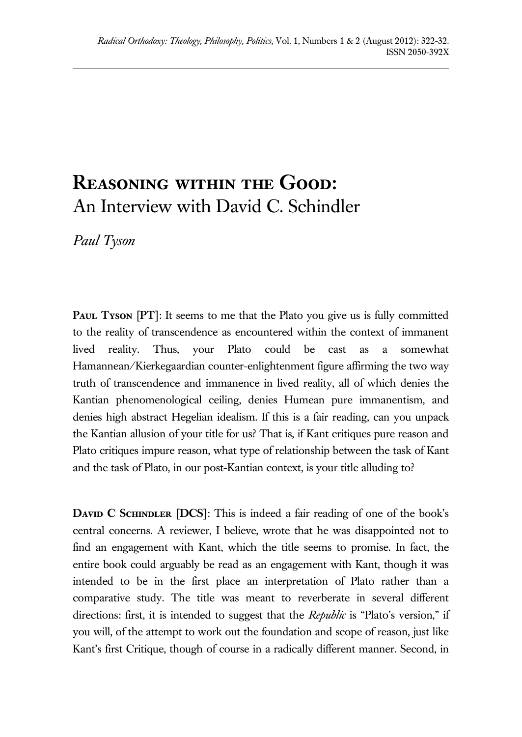# Reasoning within the Good: An Interview with David C. Schindler

*Paul Tyson*

**Paul Tyson [PT]**: It seems to me that the Plato you give us is fully committed to the reality of transcendence as encountered within the context of immanent lived reality. Thus, your Plato could be cast as a somewhat Hamannean/Kierkegaardian counter-enlightenment figure affirming the two way truth of transcendence and immanence in lived reality, all of which denies the Kantian phenomenological ceiling, denies Humean pure immanentism, and denies high abstract Hegelian idealism. If this is a fair reading, can you unpack the Kantian allusion of your title for us? That is, if Kant critiques pure reason and Plato critiques impure reason, what type of relationship between the task of Kant and the task of Plato, in our post-Kantian context, is your title alluding to?

**David C Schindler [DCS]**: This is indeed a fair reading of one of the book's central concerns. A reviewer, I believe, wrote that he was disappointed not to find an engagement with Kant, which the title seems to promise. In fact, the entire book could arguably be read as an engagement with Kant, though it was intended to be in the first place an interpretation of Plato rather than a comparative study. The title was meant to reverberate in several different directions: first, it is intended to suggest that the *Republic* is "Plato's version," if you will, of the attempt to work out the foundation and scope of reason, just like Kant's first Critique, though of course in a radically different manner. Second, in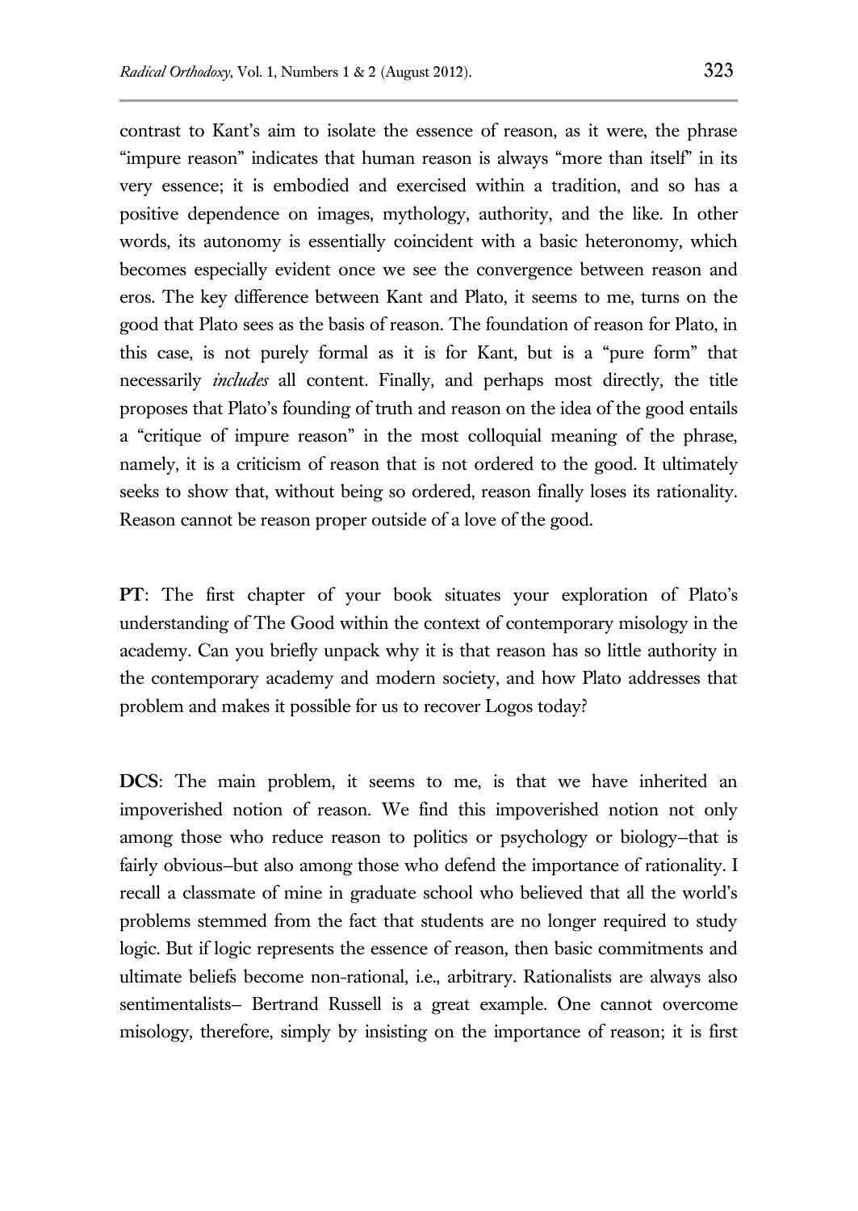contrast to Kant's aim to isolate the essence of reason, as it were, the phrase "impure reason" indicates that human reason is always "more than itself" in its very essence; it is embodied and exercised within a tradition, and so has a positive dependence on images, mythology, authority, and the like. In other words, its autonomy is essentially coincident with a basic heteronomy, which becomes especially evident once we see the convergence between reason and eros. The key difference between Kant and Plato, it seems to me, turns on the good that Plato sees as the basis of reason. The foundation of reason for Plato, in this case, is not purely formal as it is for Kant, but is a "pure form" that necessarily *includes* all content. Finally, and perhaps most directly, the title proposes that Plato's founding of truth and reason on the idea of the good entails a "critique of impure reason" in the most colloquial meaning of the phrase, namely, it is a criticism of reason that is not ordered to the good. It ultimately seeks to show that, without being so ordered, reason finally loses its rationality. Reason cannot be reason proper outside of a love of the good.

**PT**: The first chapter of your book situates your exploration of Plato's understanding of The Good within the context of contemporary misology in the academy. Can you briefly unpack why it is that reason has so little authority in the contemporary academy and modern society, and how Plato addresses that problem and makes it possible for us to recover Logos today?

**DCS**: The main problem, it seems to me, is that we have inherited an impoverished notion of reason. We find this impoverished notion not only among those who reduce reason to politics or psychology or biology–that is fairly obvious–but also among those who defend the importance of rationality. I recall a classmate of mine in graduate school who believed that all the world's problems stemmed from the fact that students are no longer required to study logic. But if logic represents the essence of reason, then basic commitments and ultimate beliefs become non-rational, i.e., arbitrary. Rationalists are always also sentimentalists– Bertrand Russell is a great example. One cannot overcome misology, therefore, simply by insisting on the importance of reason; it is first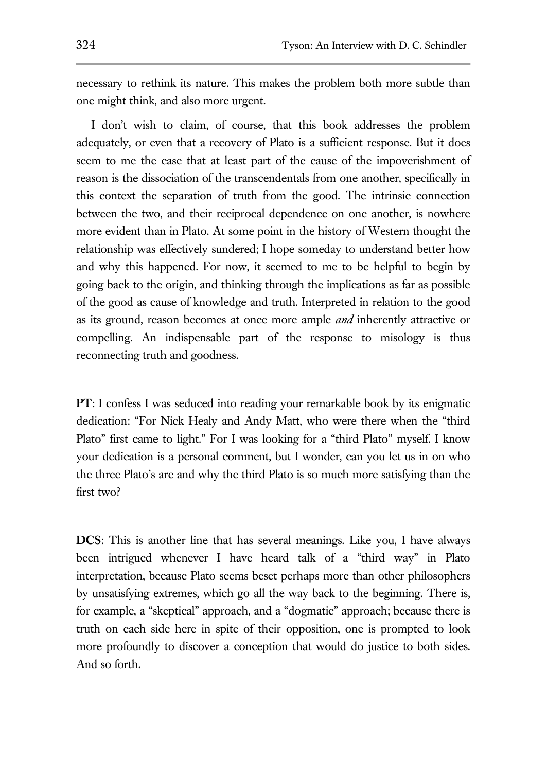necessary to rethink its nature. This makes the problem both more subtle than one might think, and also more urgent.

I don't wish to claim, of course, that this book addresses the problem adequately, or even that a recovery of Plato is a sufficient response. But it does seem to me the case that at least part of the cause of the impoverishment of reason is the dissociation of the transcendentals from one another, specifically in this context the separation of truth from the good. The intrinsic connection between the two, and their reciprocal dependence on one another, is nowhere more evident than in Plato. At some point in the history of Western thought the relationship was effectively sundered; I hope someday to understand better how and why this happened. For now, it seemed to me to be helpful to begin by going back to the origin, and thinking through the implications as far as possible of the good as cause of knowledge and truth. Interpreted in relation to the good as its ground, reason becomes at once more ample *and* inherently attractive or compelling. An indispensable part of the response to misology is thus reconnecting truth and goodness.

**PT**: I confess I was seduced into reading your remarkable book by its enigmatic dedication: "For Nick Healy and Andy Matt, who were there when the "third Plato" first came to light." For I was looking for a "third Plato" myself. I know your dedication is a personal comment, but I wonder, can you let us in on who the three Plato's are and why the third Plato is so much more satisfying than the first two?

**DCS**: This is another line that has several meanings. Like you, I have always been intrigued whenever I have heard talk of a "third way" in Plato interpretation, because Plato seems beset perhaps more than other philosophers by unsatisfying extremes, which go all the way back to the beginning. There is, for example, a "skeptical" approach, and a "dogmatic" approach; because there is truth on each side here in spite of their opposition, one is prompted to look more profoundly to discover a conception that would do justice to both sides. And so forth.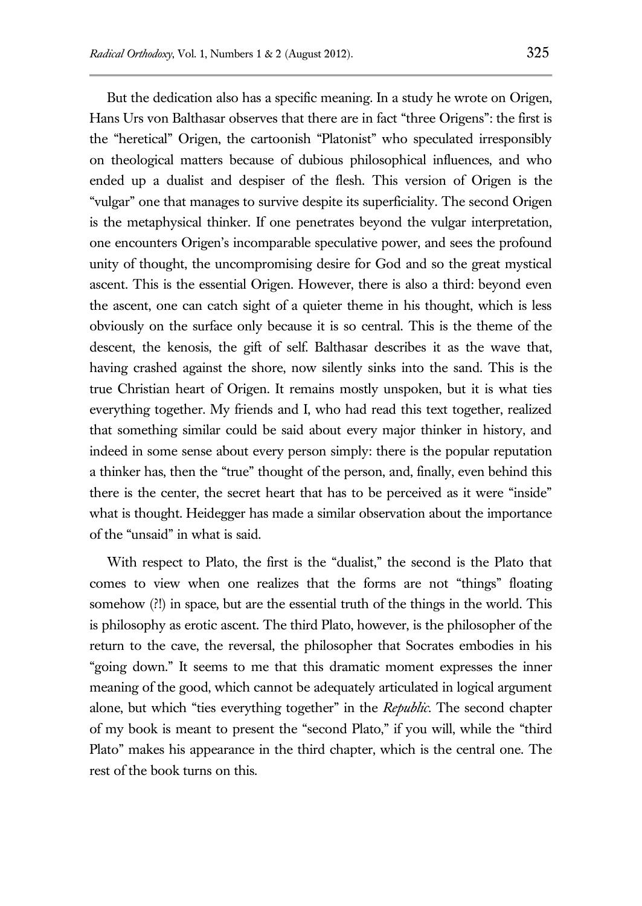But the dedication also has a specific meaning. In a study he wrote on Origen, Hans Urs von Balthasar observes that there are in fact "three Origens": the first is the "heretical" Origen, the cartoonish "Platonist" who speculated irresponsibly on theological matters because of dubious philosophical influences, and who ended up a dualist and despiser of the flesh. This version of Origen is the "vulgar" one that manages to survive despite its superficiality. The second Origen is the metaphysical thinker. If one penetrates beyond the vulgar interpretation, one encounters Origen's incomparable speculative power, and sees the profound unity of thought, the uncompromising desire for God and so the great mystical ascent. This is the essential Origen. However, there is also a third: beyond even the ascent, one can catch sight of a quieter theme in his thought, which is less obviously on the surface only because it is so central. This is the theme of the descent, the kenosis, the gift of self. Balthasar describes it as the wave that, having crashed against the shore, now silently sinks into the sand. This is the true Christian heart of Origen. It remains mostly unspoken, but it is what ties everything together. My friends and I, who had read this text together, realized that something similar could be said about every major thinker in history, and indeed in some sense about every person simply: there is the popular reputation a thinker has, then the "true" thought of the person, and, finally, even behind this there is the center, the secret heart that has to be perceived as it were "inside" what is thought. Heidegger has made a similar observation about the importance of the "unsaid" in what is said.

With respect to Plato, the first is the "dualist," the second is the Plato that comes to view when one realizes that the forms are not "things" floating somehow (?!) in space, but are the essential truth of the things in the world. This is philosophy as erotic ascent. The third Plato, however, is the philosopher of the return to the cave, the reversal, the philosopher that Socrates embodies in his "going down." It seems to me that this dramatic moment expresses the inner meaning of the good, which cannot be adequately articulated in logical argument alone, but which "ties everything together" in the *Republic*. The second chapter of my book is meant to present the "second Plato," if you will, while the "third Plato" makes his appearance in the third chapter, which is the central one. The rest of the book turns on this.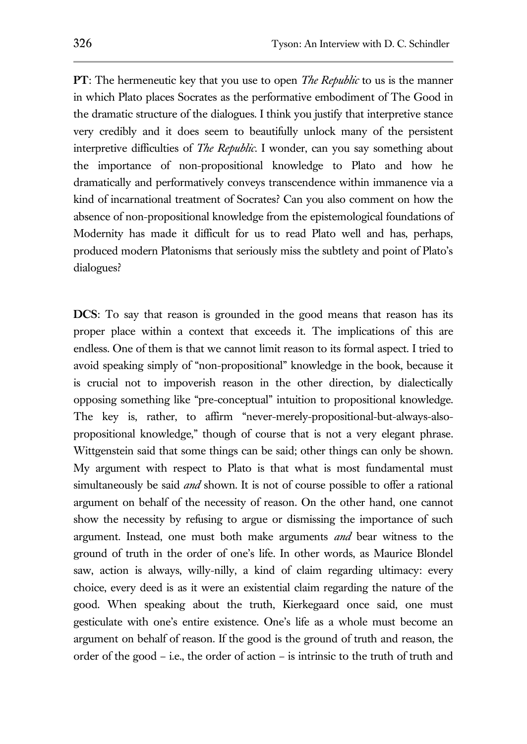**PT**: The hermeneutic key that you use to open *The Republic* to us is the manner in which Plato places Socrates as the performative embodiment of The Good in the dramatic structure of the dialogues. I think you justify that interpretive stance very credibly and it does seem to beautifully unlock many of the persistent interpretive difficulties of *The Republic*. I wonder, can you say something about the importance of non-propositional knowledge to Plato and how he dramatically and performatively conveys transcendence within immanence via a kind of incarnational treatment of Socrates? Can you also comment on how the absence of non-propositional knowledge from the epistemological foundations of Modernity has made it difficult for us to read Plato well and has, perhaps, produced modern Platonisms that seriously miss the subtlety and point of Plato's dialogues?

**DCS**: To say that reason is grounded in the good means that reason has its proper place within a context that exceeds it. The implications of this are endless. One of them is that we cannot limit reason to its formal aspect. I tried to avoid speaking simply of "non-propositional" knowledge in the book, because it is crucial not to impoverish reason in the other direction, by dialectically opposing something like "pre-conceptual" intuition to propositional knowledge. The key is, rather, to affirm "never-merely-propositional-but-always-also-propositional knowledge," though of course that is not a very elegant phrase. Wittgenstein said that some things can be said; other things can only be shown. My argument with respect to Plato is that what is most fundamental must simultaneously be said *and* shown. It is not of course possible to offer a rational argument on behalf of the necessity of reason. On the other hand, one cannot show the necessity by refusing to argue or dismissing the importance of such argument. Instead, one must both make arguments *and* bear witness to the ground of truth in the order of one's life. In other words, as Maurice Blondel saw, action is always, willy-nilly, a kind of claim regarding ultimacy: every choice, every deed is as it were an existential claim regarding the nature of the good. When speaking about the truth, Kierkegaard once said, one must gesticulate with one's entire existence. One's life as a whole must become an argument on behalf of reason. If the good is the ground of truth and reason, the order of the good – i.e., the order of action – is intrinsic to the truth of truth and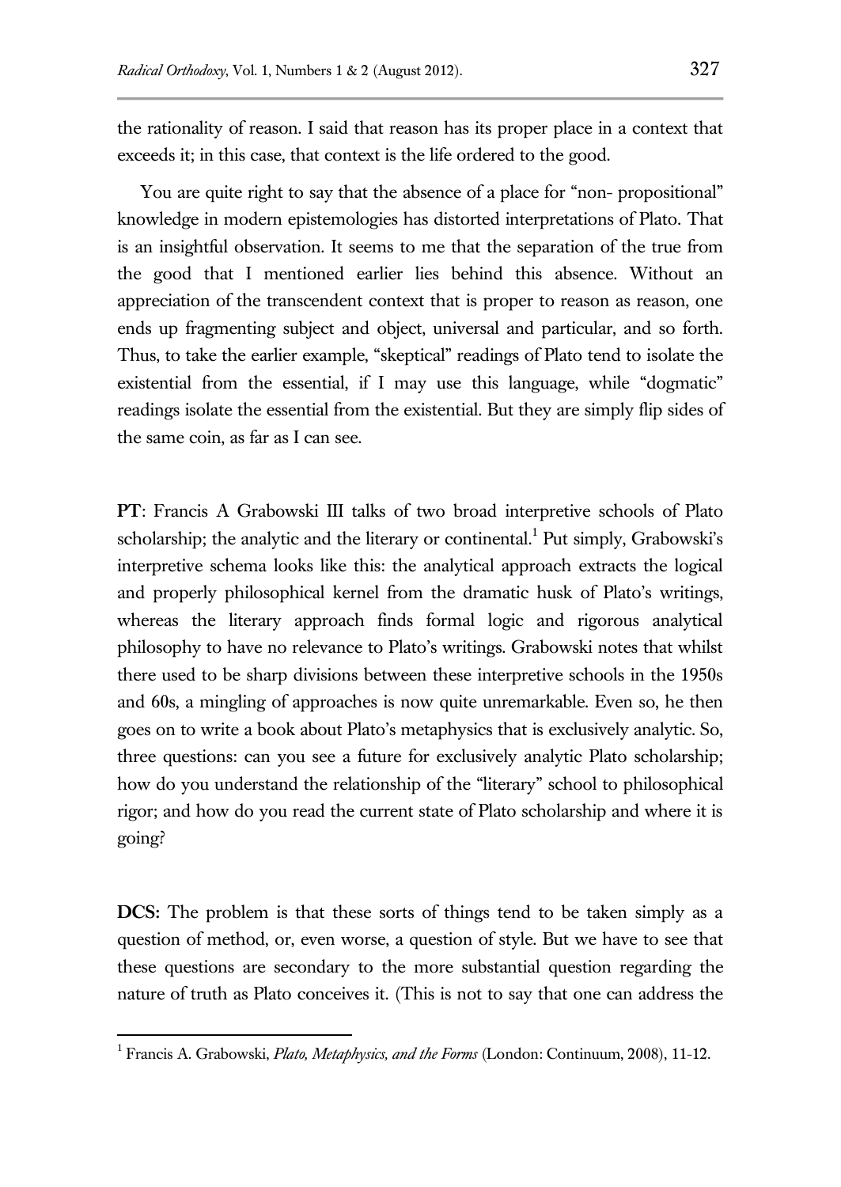the rationality of reason. I said that reason has its proper place in a context that exceeds it; in this case, that context is the life ordered to the good.

You are quite right to say that the absence of a place for "non- propositional" knowledge in modern epistemologies has distorted interpretations of Plato. That is an insightful observation. It seems to me that the separation of the true from the good that I mentioned earlier lies behind this absence. Without an appreciation of the transcendent context that is proper to reason as reason, one ends up fragmenting subject and object, universal and particular, and so forth. Thus, to take the earlier example, "skeptical" readings of Plato tend to isolate the existential from the essential, if I may use this language, while "dogmatic" readings isolate the essential from the existential. But they are simply flip sides of the same coin, as far as I can see.

**PT**: Francis A Grabowski III talks of two broad interpretive schools of Plato scholarship; the analytic and the literary or continental.[1] Put simply, Grabowski's interpretive schema looks like this: the analytical approach extracts the logical and properly philosophical kernel from the dramatic husk of Plato's writings, whereas the literary approach finds formal logic and rigorous analytical philosophy to have no relevance to Plato's writings. Grabowski notes that whilst there used to be sharp divisions between these interpretive schools in the 1950s and 60s, a mingling of approaches is now quite unremarkable. Even so, he then goes on to write a book about Plato's metaphysics that is exclusively analytic. So, three questions: can you see a future for exclusively analytic Plato scholarship; how do you understand the relationship of the "literary" school to philosophical rigor; and how do you read the current state of Plato scholarship and where it is going?

**DCS:** The problem is that these sorts of things tend to be taken simply as a question of method, or, even worse, a question of style. But we have to see that these questions are secondary to the more substantial question regarding the nature of truth as Plato conceives it. (This is not to say that one can address the

[1] Francis A. Grabowski, *Plato, Metaphysics, and the Forms* (London: Continuum, 2008), 11-12.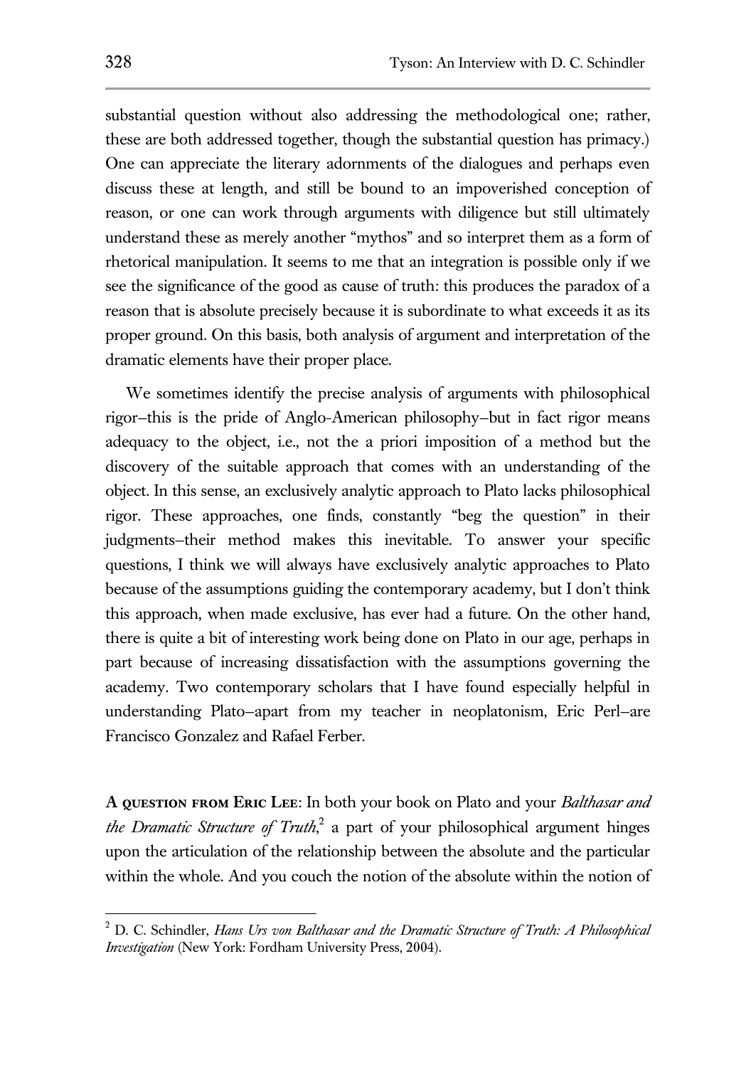substantial question without also addressing the methodological one; rather, these are both addressed together, though the substantial question has primacy.) One can appreciate the literary adornments of the dialogues and perhaps even discuss these at length, and still be bound to an impoverished conception of reason, or one can work through arguments with diligence but still ultimately understand these as merely another "mythos" and so interpret them as a form of rhetorical manipulation. It seems to me that an integration is possible only if we see the significance of the good as cause of truth: this produces the paradox of a reason that is absolute precisely because it is subordinate to what exceeds it as its proper ground. On this basis, both analysis of argument and interpretation of the dramatic elements have their proper place.

We sometimes identify the precise analysis of arguments with philosophical rigor–this is the pride of Anglo-American philosophy–but in fact rigor means adequacy to the object, i.e., not the a priori imposition of a method but the discovery of the suitable approach that comes with an understanding of the object. In this sense, an exclusively analytic approach to Plato lacks philosophical rigor. These approaches, one finds, constantly "beg the question" in their judgments–their method makes this inevitable. To answer your specific questions, I think we will always have exclusively analytic approaches to Plato because of the assumptions guiding the contemporary academy, but I don't think this approach, when made exclusive, has ever had a future. On the other hand, there is quite a bit of interesting work being done on Plato in our age, perhaps in part because of increasing dissatisfaction with the assumptions governing the academy. Two contemporary scholars that I have found especially helpful in understanding Plato–apart from my teacher in neoplatonism, Eric Perl–are Francisco Gonzalez and Rafael Ferber.

**A QUESTION FROM ERIC LEE**: In both your book on Plato and your *Balthasar and the Dramatic Structure of Truth*,[2] a part of your philosophical argument hinges upon the articulation of the relationship between the absolute and the particular within the whole. And you couch the notion of the absolute within the notion of

[2] D. C. Schindler, *Hans Urs von Balthasar and the Dramatic Structure of Truth: A Philosophical Investigation* (New York: Fordham University Press, 2004).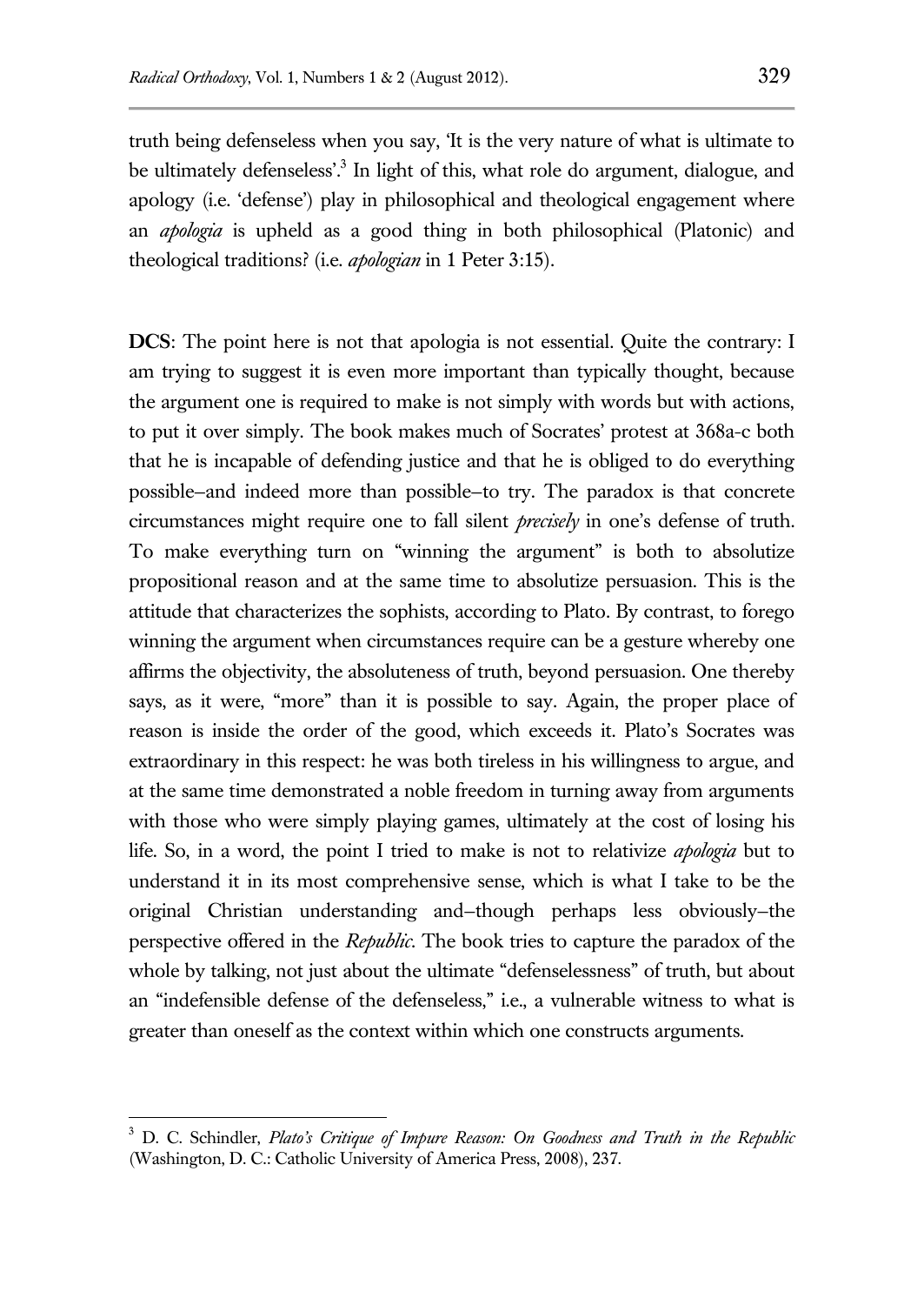truth being defenseless when you say, 'It is the very nature of what is ultimate to be ultimately defenseless'.[3] In light of this, what role do argument, dialogue, and apology (i.e. 'defense') play in philosophical and theological engagement where an *apologia* is upheld as a good thing in both philosophical (Platonic) and theological traditions? (i.e. *apologian* in 1 Peter 3:15).

**DCS**: The point here is not that apologia is not essential. Quite the contrary: I am trying to suggest it is even more important than typically thought, because the argument one is required to make is not simply with words but with actions, to put it over simply. The book makes much of Socrates' protest at 368a-c both that he is incapable of defending justice and that he is obliged to do everything possible–and indeed more than possible–to try. The paradox is that concrete circumstances might require one to fall silent *precisely* in one's defense of truth. To make everything turn on "winning the argument" is both to absolutize propositional reason and at the same time to absolutize persuasion. This is the attitude that characterizes the sophists, according to Plato. By contrast, to forego winning the argument when circumstances require can be a gesture whereby one affirms the objectivity, the absoluteness of truth, beyond persuasion. One thereby says, as it were, "more" than it is possible to say. Again, the proper place of reason is inside the order of the good, which exceeds it. Plato's Socrates was extraordinary in this respect: he was both tireless in his willingness to argue, and at the same time demonstrated a noble freedom in turning away from arguments with those who were simply playing games, ultimately at the cost of losing his life. So, in a word, the point I tried to make is not to relativize *apologia* but to understand it in its most comprehensive sense, which is what I take to be the original Christian understanding and–though perhaps less obviously–the perspective offered in the *Republic*. The book tries to capture the paradox of the whole by talking, not just about the ultimate "defenselessness" of truth, but about an "indefensible defense of the defenseless," i.e., a vulnerable witness to what is greater than oneself as the context within which one constructs arguments.

---

[3] D. C. Schindler, *Plato's Critique of Impure Reason: On Goodness and Truth in the Republic* (Washington, D. C.: Catholic University of America Press, 2008), 237.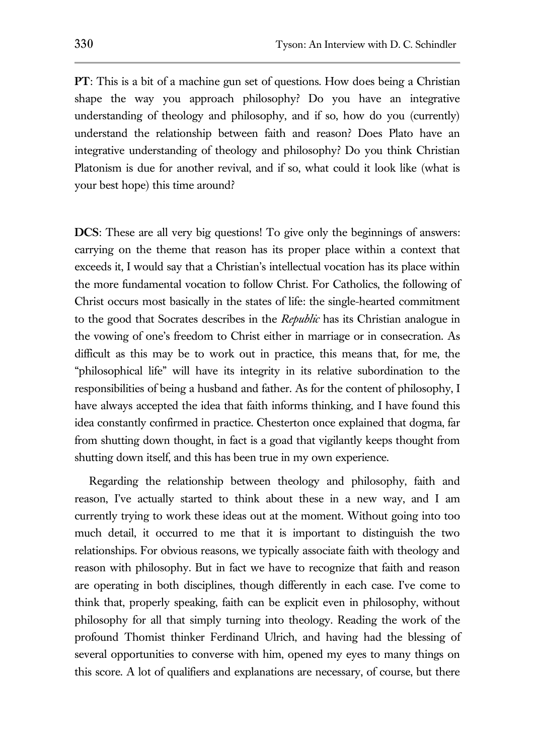**PT**: This is a bit of a machine gun set of questions. How does being a Christian shape the way you approach philosophy? Do you have an integrative understanding of theology and philosophy, and if so, how do you (currently) understand the relationship between faith and reason? Does Plato have an integrative understanding of theology and philosophy? Do you think Christian Platonism is due for another revival, and if so, what could it look like (what is your best hope) this time around?

**DCS**: These are all very big questions! To give only the beginnings of answers: carrying on the theme that reason has its proper place within a context that exceeds it, I would say that a Christian's intellectual vocation has its place within the more fundamental vocation to follow Christ. For Catholics, the following of Christ occurs most basically in the states of life: the single-hearted commitment to the good that Socrates describes in the *Republic* has its Christian analogue in the vowing of one's freedom to Christ either in marriage or in consecration. As difficult as this may be to work out in practice, this means that, for me, the "philosophical life" will have its integrity in its relative subordination to the responsibilities of being a husband and father. As for the content of philosophy, I have always accepted the idea that faith informs thinking, and I have found this idea constantly confirmed in practice. Chesterton once explained that dogma, far from shutting down thought, in fact is a goad that vigilantly keeps thought from shutting down itself, and this has been true in my own experience.

Regarding the relationship between theology and philosophy, faith and reason, I've actually started to think about these in a new way, and I am currently trying to work these ideas out at the moment. Without going into too much detail, it occurred to me that it is important to distinguish the two relationships. For obvious reasons, we typically associate faith with theology and reason with philosophy. But in fact we have to recognize that faith and reason are operating in both disciplines, though differently in each case. I've come to think that, properly speaking, faith can be explicit even in philosophy, without philosophy for all that simply turning into theology. Reading the work of the profound Thomist thinker Ferdinand Ulrich, and having had the blessing of several opportunities to converse with him, opened my eyes to many things on this score. A lot of qualifiers and explanations are necessary, of course, but there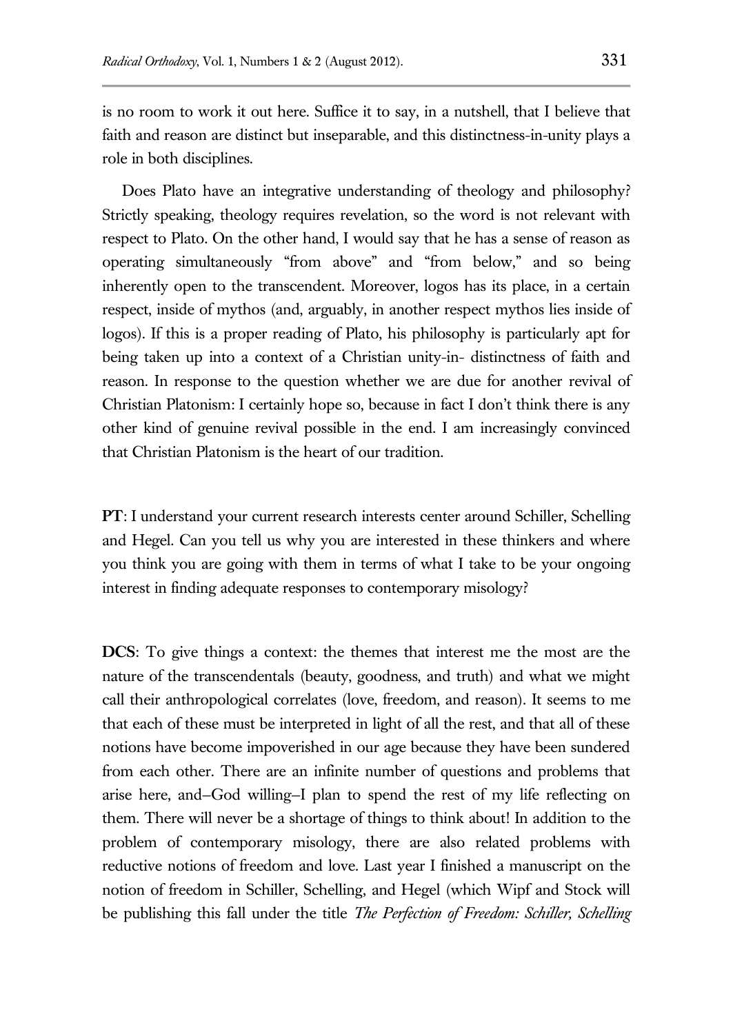is no room to work it out here. Suffice it to say, in a nutshell, that I believe that faith and reason are distinct but inseparable, and this distinctness-in-unity plays a role in both disciplines.

Does Plato have an integrative understanding of theology and philosophy? Strictly speaking, theology requires revelation, so the word is not relevant with respect to Plato. On the other hand, I would say that he has a sense of reason as operating simultaneously "from above" and "from below," and so being inherently open to the transcendent. Moreover, logos has its place, in a certain respect, inside of mythos (and, arguably, in another respect mythos lies inside of logos). If this is a proper reading of Plato, his philosophy is particularly apt for being taken up into a context of a Christian unity-in- distinctness of faith and reason. In response to the question whether we are due for another revival of Christian Platonism: I certainly hope so, because in fact I don't think there is any other kind of genuine revival possible in the end. I am increasingly convinced that Christian Platonism is the heart of our tradition.

**PT**: I understand your current research interests center around Schiller, Schelling and Hegel. Can you tell us why you are interested in these thinkers and where you think you are going with them in terms of what I take to be your ongoing interest in finding adequate responses to contemporary misology?

**DCS**: To give things a context: the themes that interest me the most are the nature of the transcendentals (beauty, goodness, and truth) and what we might call their anthropological correlates (love, freedom, and reason). It seems to me that each of these must be interpreted in light of all the rest, and that all of these notions have become impoverished in our age because they have been sundered from each other. There are an infinite number of questions and problems that arise here, and–God willing–I plan to spend the rest of my life reflecting on them. There will never be a shortage of things to think about! In addition to the problem of contemporary misology, there are also related problems with reductive notions of freedom and love. Last year I finished a manuscript on the notion of freedom in Schiller, Schelling, and Hegel (which Wipf and Stock will be publishing this fall under the title *The Perfection of Freedom: Schiller, Schelling*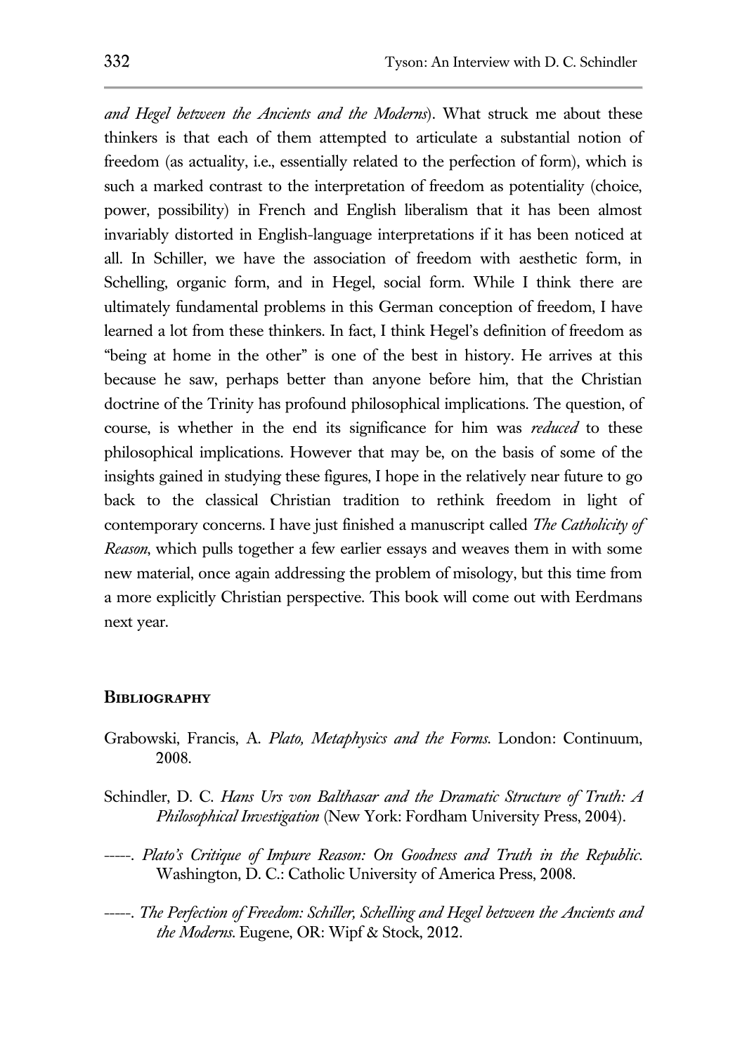*and Hegel between the Ancients and the Moderns*). What struck me about these thinkers is that each of them attempted to articulate a substantial notion of freedom (as actuality, i.e., essentially related to the perfection of form), which is such a marked contrast to the interpretation of freedom as potentiality (choice, power, possibility) in French and English liberalism that it has been almost invariably distorted in English-language interpretations if it has been noticed at all. In Schiller, we have the association of freedom with aesthetic form, in Schelling, organic form, and in Hegel, social form. While I think there are ultimately fundamental problems in this German conception of freedom, I have learned a lot from these thinkers. In fact, I think Hegel's definition of freedom as "being at home in the other" is one of the best in history. He arrives at this because he saw, perhaps better than anyone before him, that the Christian doctrine of the Trinity has profound philosophical implications. The question, of course, is whether in the end its significance for him was *reduced* to these philosophical implications. However that may be, on the basis of some of the insights gained in studying these figures, I hope in the relatively near future to go back to the classical Christian tradition to rethink freedom in light of contemporary concerns. I have just finished a manuscript called *The Catholicity of Reason*, which pulls together a few earlier essays and weaves them in with some new material, once again addressing the problem of misology, but this time from a more explicitly Christian perspective. This book will come out with Eerdmans next year.

## Bibliography

Grabowski, Francis, A. *Plato, Metaphysics and the Forms*. London: Continuum, 2008.

Schindler, D. C. *Hans Urs von Balthasar and the Dramatic Structure of Truth: A Philosophical Investigation* (New York: Fordham University Press, 2004).

-----. *Plato's Critique of Impure Reason: On Goodness and Truth in the Republic*. Washington, D. C.: Catholic University of America Press, 2008.

-----. *The Perfection of Freedom: Schiller, Schelling and Hegel between the Ancients and the Moderns*. Eugene, OR: Wipf & Stock, 2012.